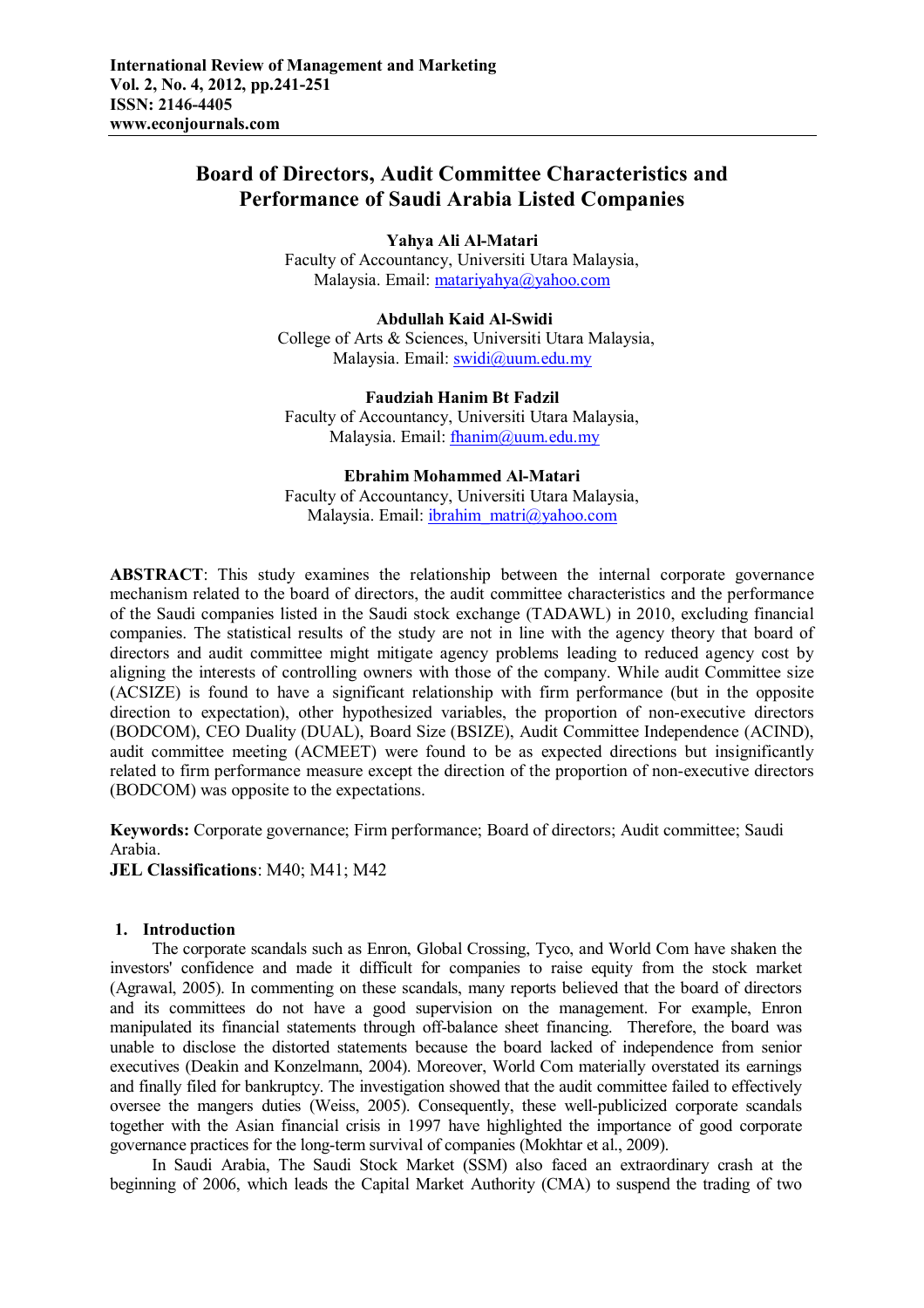International Review of Management and Marketing
Vol. 2, No. 4, 2012, pp.241-251
ISSN: 2146-4405
www.econjournals.com

# Board of Directors, Audit Committee Characteristics and Performance of Saudi Arabia Listed Companies

**Yahya Ali Al-Matari**
Faculty of Accountancy, Universiti Utara Malaysia,
Malaysia. Email: matariyahya@yahoo.com

**Abdullah Kaid Al-Swidi**
College of Arts & Sciences, Universiti Utara Malaysia,
Malaysia. Email: swidi@uum.edu.my

**Faudziah Hanim Bt Fadzil**
Faculty of Accountancy, Universiti Utara Malaysia,
Malaysia. Email: fhanim@uum.edu.my

**Ebrahim Mohammed Al-Matari**
Faculty of Accountancy, Universiti Utara Malaysia,
Malaysia. Email: ibrahim_matri@yahoo.com

**ABSTRACT**: This study examines the relationship between the internal corporate governance mechanism related to the board of directors, the audit committee characteristics and the performance of the Saudi companies listed in the Saudi stock exchange (TADAWL) in 2010, excluding financial companies. The statistical results of the study are not in line with the agency theory that board of directors and audit committee might mitigate agency problems leading to reduced agency cost by aligning the interests of controlling owners with those of the company. While audit Committee size (ACSIZE) is found to have a significant relationship with firm performance (but in the opposite direction to expectation), other hypothesized variables, the proportion of non-executive directors (BODCOM), CEO Duality (DUAL), Board Size (BSIZE), Audit Committee Independence (ACIND), audit committee meeting (ACMEET) were found to be as expected directions but insignificantly related to firm performance measure except the direction of the proportion of non-executive directors (BODCOM) was opposite to the expectations.

**Keywords:** Corporate governance; Firm performance; Board of directors; Audit committee; Saudi Arabia.
**JEL Classifications**: M40; M41; M42

## 1. Introduction

The corporate scandals such as Enron, Global Crossing, Tyco, and World Com have shaken the investors' confidence and made it difficult for companies to raise equity from the stock market (Agrawal, 2005). In commenting on these scandals, many reports believed that the board of directors and its committees do not have a good supervision on the management. For example, Enron manipulated its financial statements through off-balance sheet financing. Therefore, the board was unable to disclose the distorted statements because the board lacked of independence from senior executives (Deakin and Konzelmann, 2004). Moreover, World Com materially overstated its earnings and finally filed for bankruptcy. The investigation showed that the audit committee failed to effectively oversee the mangers duties (Weiss, 2005). Consequently, these well-publicized corporate scandals together with the Asian financial crisis in 1997 have highlighted the importance of good corporate governance practices for the long-term survival of companies (Mokhtar et al., 2009).

In Saudi Arabia, The Saudi Stock Market (SSM) also faced an extraordinary crash at the beginning of 2006, which leads the Capital Market Authority (CMA) to suspend the trading of two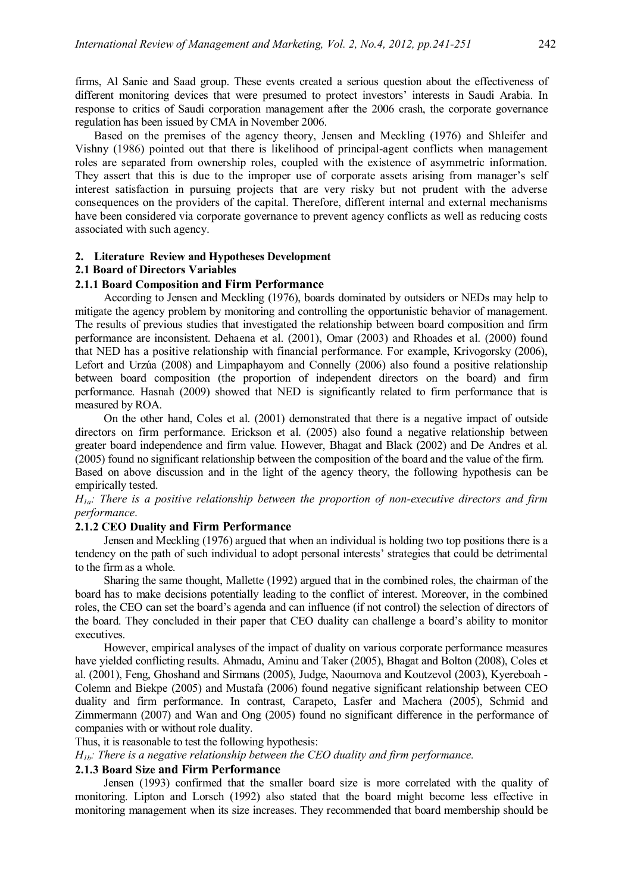firms, Al Sanie and Saad group. These events created a serious question about the effectiveness of different monitoring devices that were presumed to protect investors' interests in Saudi Arabia. In response to critics of Saudi corporation management after the 2006 crash, the corporate governance regulation has been issued by CMA in November 2006.

Based on the premises of the agency theory, Jensen and Meckling (1976) and Shleifer and Vishny (1986) pointed out that there is likelihood of principal-agent conflicts when management roles are separated from ownership roles, coupled with the existence of asymmetric information. They assert that this is due to the improper use of corporate assets arising from manager's self interest satisfaction in pursuing projects that are very risky but not prudent with the adverse consequences on the providers of the capital. Therefore, different internal and external mechanisms have been considered via corporate governance to prevent agency conflicts as well as reducing costs associated with such agency.

## 2. Literature Review and Hypotheses Development

### 2.1 Board of Directors Variables

#### 2.1.1 Board Composition and Firm Performance

According to Jensen and Meckling (1976), boards dominated by outsiders or NEDs may help to mitigate the agency problem by monitoring and controlling the opportunistic behavior of management. The results of previous studies that investigated the relationship between board composition and firm performance are inconsistent. Dehaena et al. (2001), Omar (2003) and Rhoades et al. (2000) found that NED has a positive relationship with financial performance. For example, Krivogorsky (2006), Lefort and Urzúa (2008) and Limpaphayom and Connelly (2006) also found a positive relationship between board composition (the proportion of independent directors on the board) and firm performance. Hasnah (2009) showed that NED is significantly related to firm performance that is measured by ROA.

On the other hand, Coles et al. (2001) demonstrated that there is a negative impact of outside directors on firm performance. Erickson et al. (2005) also found a negative relationship between greater board independence and firm value. However, Bhagat and Black (2002) and De Andres et al. (2005) found no significant relationship between the composition of the board and the value of the firm.

Based on above discussion and in the light of the agency theory, the following hypothesis can be empirically tested.

*$H_{1a}$: There is a positive relationship between the proportion of non-executive directors and firm performance*.

#### 2.1.2 CEO Duality and Firm Performance

Jensen and Meckling (1976) argued that when an individual is holding two top positions there is a tendency on the path of such individual to adopt personal interests' strategies that could be detrimental to the firm as a whole.

Sharing the same thought, Mallette (1992) argued that in the combined roles, the chairman of the board has to make decisions potentially leading to the conflict of interest. Moreover, in the combined roles, the CEO can set the board's agenda and can influence (if not control) the selection of directors of the board. They concluded in their paper that CEO duality can challenge a board's ability to monitor executives.

However, empirical analyses of the impact of duality on various corporate performance measures have yielded conflicting results. Ahmadu, Aminu and Taker (2005), Bhagat and Bolton (2008), Coles et al. (2001), Feng, Ghoshand and Sirmans (2005), Judge, Naoumova and Koutzevol (2003), Kyereboah - Colemn and Biekpe (2005) and Mustafa (2006) found negative significant relationship between CEO duality and firm performance. In contrast, Carapeto, Lasfer and Machera (2005), Schmid and Zimmermann (2007) and Wan and Ong (2005) found no significant difference in the performance of companies with or without role duality.

Thus, it is reasonable to test the following hypothesis:

*$H_{1b}$: There is a negative relationship between the CEO duality and firm performance.*

#### 2.1.3 Board Size and Firm Performance

Jensen (1993) confirmed that the smaller board size is more correlated with the quality of monitoring. Lipton and Lorsch (1992) also stated that the board might become less effective in monitoring management when its size increases. They recommended that board membership should be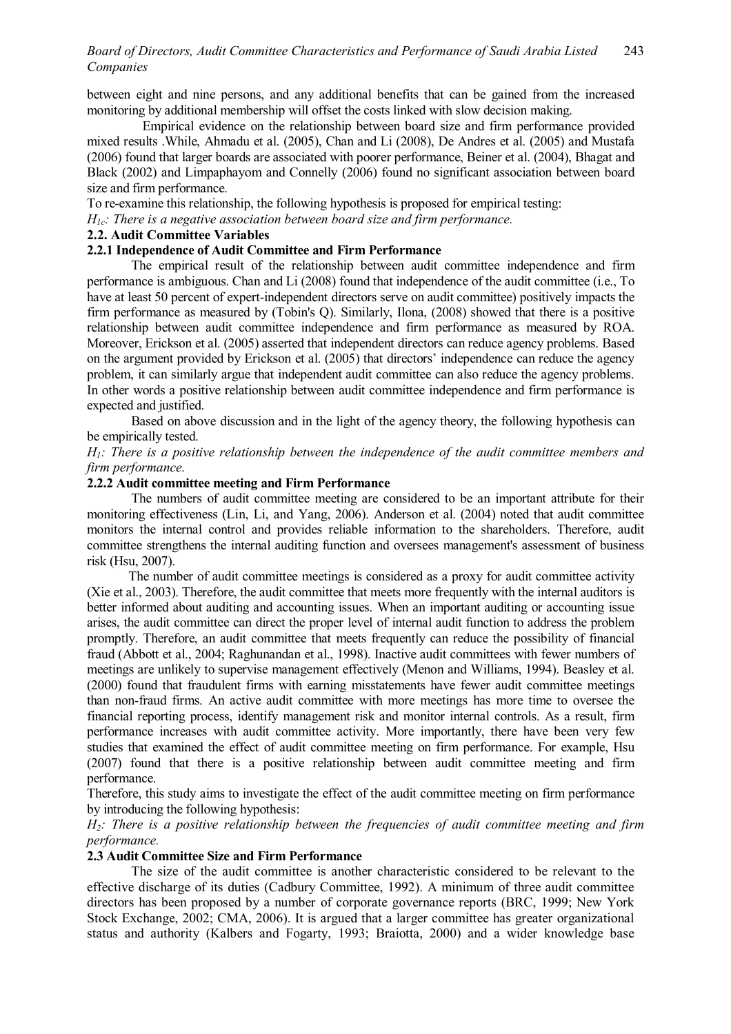between eight and nine persons, and any additional benefits that can be gained from the increased monitoring by additional membership will offset the costs linked with slow decision making.

Empirical evidence on the relationship between board size and firm performance provided mixed results .While, Ahmadu et al. (2005), Chan and Li (2008), De Andres et al. (2005) and Mustafa (2006) found that larger boards are associated with poorer performance, Beiner et al. (2004), Bhagat and Black (2002) and Limpaphayom and Connelly (2006) found no significant association between board size and firm performance.

To re-examine this relationship, the following hypothesis is proposed for empirical testing:

*$H_{1c}$: There is a negative association between board size and firm performance.*

### 2.2. Audit Committee Variables

#### 2.2.1 Independence of Audit Committee and Firm Performance

The empirical result of the relationship between audit committee independence and firm performance is ambiguous. Chan and Li (2008) found that independence of the audit committee (i.e., To have at least 50 percent of expert-independent directors serve on audit committee) positively impacts the firm performance as measured by (Tobin's Q). Similarly, Ilona, (2008) showed that there is a positive relationship between audit committee independence and firm performance as measured by ROA. Moreover, Erickson et al. (2005) asserted that independent directors can reduce agency problems. Based on the argument provided by Erickson et al. (2005) that directors' independence can reduce the agency problem, it can similarly argue that independent audit committee can also reduce the agency problems. In other words a positive relationship between audit committee independence and firm performance is expected and justified.

Based on above discussion and in the light of the agency theory, the following hypothesis can be empirically tested.

*$H_1$: There is a positive relationship between the independence of the audit committee members and firm performance.*

#### 2.2.2 Audit committee meeting and Firm Performance

The numbers of audit committee meeting are considered to be an important attribute for their monitoring effectiveness (Lin, Li, and Yang, 2006). Anderson et al. (2004) noted that audit committee monitors the internal control and provides reliable information to the shareholders. Therefore, audit committee strengthens the internal auditing function and oversees management's assessment of business risk (Hsu, 2007).

The number of audit committee meetings is considered as a proxy for audit committee activity (Xie et al., 2003). Therefore, the audit committee that meets more frequently with the internal auditors is better informed about auditing and accounting issues. When an important auditing or accounting issue arises, the audit committee can direct the proper level of internal audit function to address the problem promptly. Therefore, an audit committee that meets frequently can reduce the possibility of financial fraud (Abbott et al., 2004; Raghunandan et al., 1998). Inactive audit committees with fewer numbers of meetings are unlikely to supervise management effectively (Menon and Williams, 1994). Beasley et al. (2000) found that fraudulent firms with earning misstatements have fewer audit committee meetings than non-fraud firms. An active audit committee with more meetings has more time to oversee the financial reporting process, identify management risk and monitor internal controls. As a result, firm performance increases with audit committee activity. More importantly, there have been very few studies that examined the effect of audit committee meeting on firm performance. For example, Hsu (2007) found that there is a positive relationship between audit committee meeting and firm performance.

Therefore, this study aims to investigate the effect of the audit committee meeting on firm performance by introducing the following hypothesis:

*$H_2$: There is a positive relationship between the frequencies of audit committee meeting and firm performance.*

### 2.3 Audit Committee Size and Firm Performance

The size of the audit committee is another characteristic considered to be relevant to the effective discharge of its duties (Cadbury Committee, 1992). A minimum of three audit committee directors has been proposed by a number of corporate governance reports (BRC, 1999; New York Stock Exchange, 2002; CMA, 2006). It is argued that a larger committee has greater organizational status and authority (Kalbers and Fogarty, 1993; Braiotta, 2000) and a wider knowledge base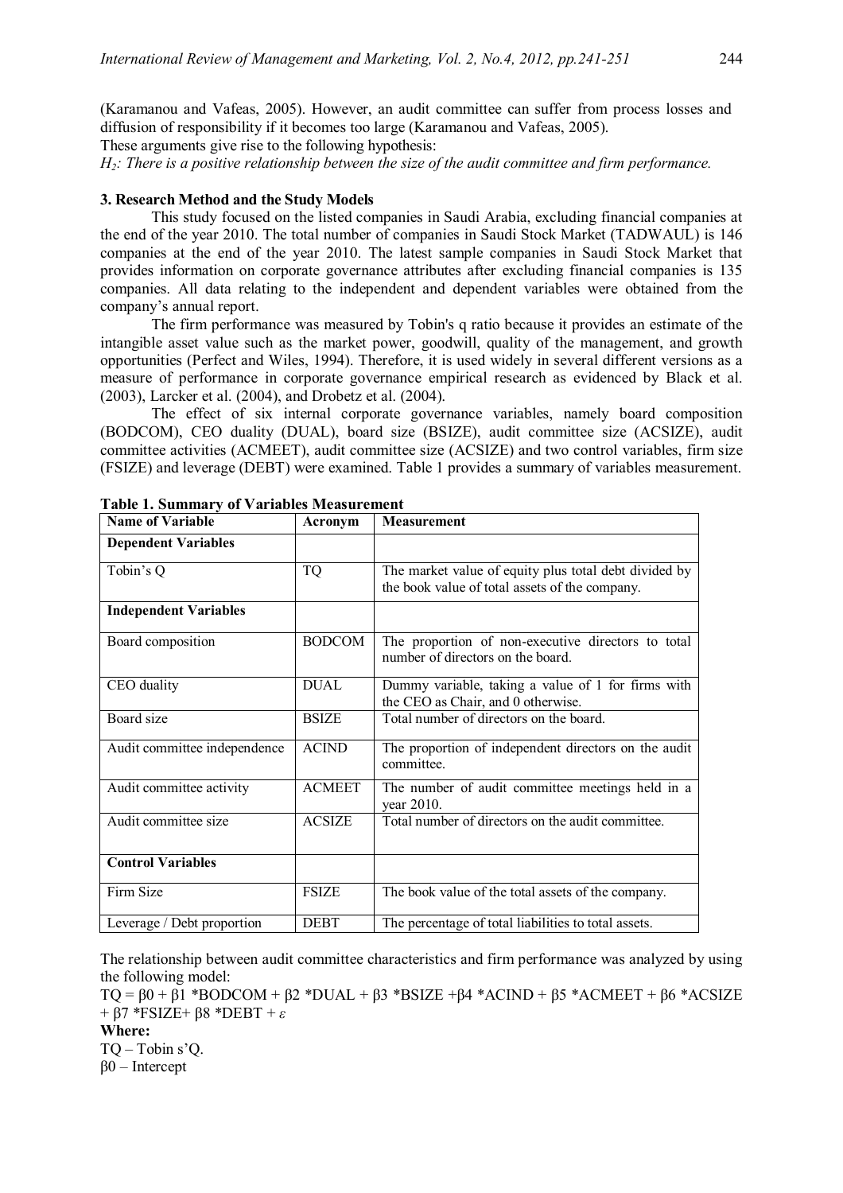(Karamanou and Vafeas, 2005). However, an audit committee can suffer from process losses and diffusion of responsibility if it becomes too large (Karamanou and Vafeas, 2005).

These arguments give rise to the following hypothesis:

*$H_2$: There is a positive relationship between the size of the audit committee and firm performance.*

### 3. Research Method and the Study Models

This study focused on the listed companies in Saudi Arabia, excluding financial companies at the end of the year 2010. The total number of companies in Saudi Stock Market (TADWAUL) is 146 companies at the end of the year 2010. The latest sample companies in Saudi Stock Market that provides information on corporate governance attributes after excluding financial companies is 135 companies. All data relating to the independent and dependent variables were obtained from the company's annual report.

The firm performance was measured by Tobin's q ratio because it provides an estimate of the intangible asset value such as the market power, goodwill, quality of the management, and growth opportunities (Perfect and Wiles, 1994). Therefore, it is used widely in several different versions as a measure of performance in corporate governance empirical research as evidenced by Black et al. (2003), Larcker et al. (2004), and Drobetz et al. (2004).

The effect of six internal corporate governance variables, namely board composition (BODCOM), CEO duality (DUAL), board size (BSIZE), audit committee size (ACSIZE), audit committee activities (ACMEET), audit committee size (ACSIZE) and two control variables, firm size (FSIZE) and leverage (DEBT) were examined. Table 1 provides a summary of variables measurement.

**Table 1. Summary of Variables Measurement**

| Name of Variable | Acronym | Measurement |
|---|---|---|
| **Dependent Variables** | | |
| Tobin's Q | TQ | The market value of equity plus total debt divided by the book value of total assets of the company. |
| **Independent Variables** | | |
| Board composition | BODCOM | The proportion of non-executive directors to total number of directors on the board. |
| CEO duality | DUAL | Dummy variable, taking a value of 1 for firms with the CEO as Chair, and 0 otherwise. |
| Board size | BSIZE | Total number of directors on the board. |
| Audit committee independence | ACIND | The proportion of independent directors on the audit committee. |
| Audit committee activity | ACMEET | The number of audit committee meetings held in a year 2010. |
| Audit committee size | ACSIZE | Total number of directors on the audit committee. |
| **Control Variables** | | |
| Firm Size | FSIZE | The book value of the total assets of the company. |
| Leverage / Debt proportion | DEBT | The percentage of total liabilities to total assets. |

The relationship between audit committee characteristics and firm performance was analyzed by using the following model:

$$TQ = \beta 0 + \beta 1 *BODCOM + \beta 2 *DUAL + \beta 3 *BSIZE + \beta 4 *ACIND + \beta 5 *ACMEET + \beta 6 *ACSIZE + \beta 7 *FSIZE + \beta 8 *DEBT + \varepsilon$$

**Where:**

TQ – Tobin s'Q.

$\beta 0$ – Intercept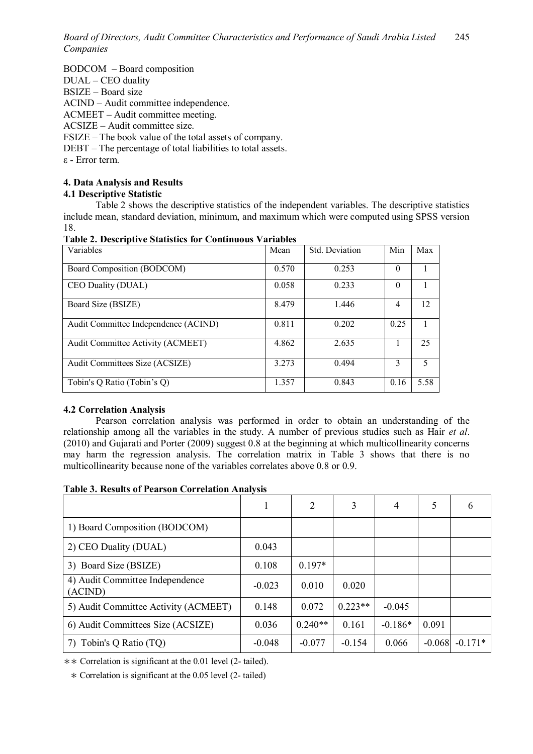BODCOM – Board composition
DUAL – CEO duality
BSIZE – Board size
ACIND – Audit committee independence.
ACMEET – Audit committee meeting.
ACSIZE – Audit committee size.
FSIZE – The book value of the total assets of company.
DEBT – The percentage of total liabilities to total assets.
ε - Error term.

## 4. Data Analysis and Results

### 4.1 Descriptive Statistic

Table 2 shows the descriptive statistics of the independent variables. The descriptive statistics include mean, standard deviation, minimum, and maximum which were computed using SPSS version 18.

**Table 2. Descriptive Statistics for Continuous Variables**

| Variables | Mean | Std. Deviation | Min | Max |
|---|---|---|---|---|
| Board Composition (BODCOM) | 0.570 | 0.253 | 0 | 1 |
| CEO Duality (DUAL) | 0.058 | 0.233 | 0 | 1 |
| Board Size (BSIZE) | 8.479 | 1.446 | 4 | 12 |
| Audit Committee Independence (ACIND) | 0.811 | 0.202 | 0.25 | 1 |
| Audit Committee Activity (ACMEET) | 4.862 | 2.635 | 1 | 25 |
| Audit Committees Size (ACSIZE) | 3.273 | 0.494 | 3 | 5 |
| Tobin's Q Ratio (Tobin's Q) | 1.357 | 0.843 | 0.16 | 5.58 |

### 4.2 Correlation Analysis

Pearson correlation analysis was performed in order to obtain an understanding of the relationship among all the variables in the study. A number of previous studies such as Hair *et al*. (2010) and Gujarati and Porter (2009) suggest 0.8 at the beginning at which multicollinearity concerns may harm the regression analysis. The correlation matrix in Table 3 shows that there is no multicollinearity because none of the variables correlates above 0.8 or 0.9.

**Table 3. Results of Pearson Correlation Analysis**

| | 1 | 2 | 3 | 4 | 5 | 6 |
|---|---|---|---|---|---|---|
| 1) Board Composition (BODCOM) | | | | | | |
| 2) CEO Duality (DUAL) | 0.043 | | | | | |
| 3) Board Size (BSIZE) | 0.108 | 0.197* | | | | |
| 4) Audit Committee Independence (ACIND) | -0.023 | 0.010 | 0.020 | | | |
| 5) Audit Committee Activity (ACMEET) | 0.148 | 0.072 | 0.223** | -0.045 | | |
| 6) Audit Committees Size (ACSIZE) | 0.036 | 0.240** | 0.161 | -0.186* | 0.091 | |
| 7) Tobin's Q Ratio (TQ) | -0.048 | -0.077 | -0.154 | 0.066 | -0.068 | -0.171* |

** Correlation is significant at the 0.01 level (2- tailed).

* Correlation is significant at the 0.05 level (2- tailed)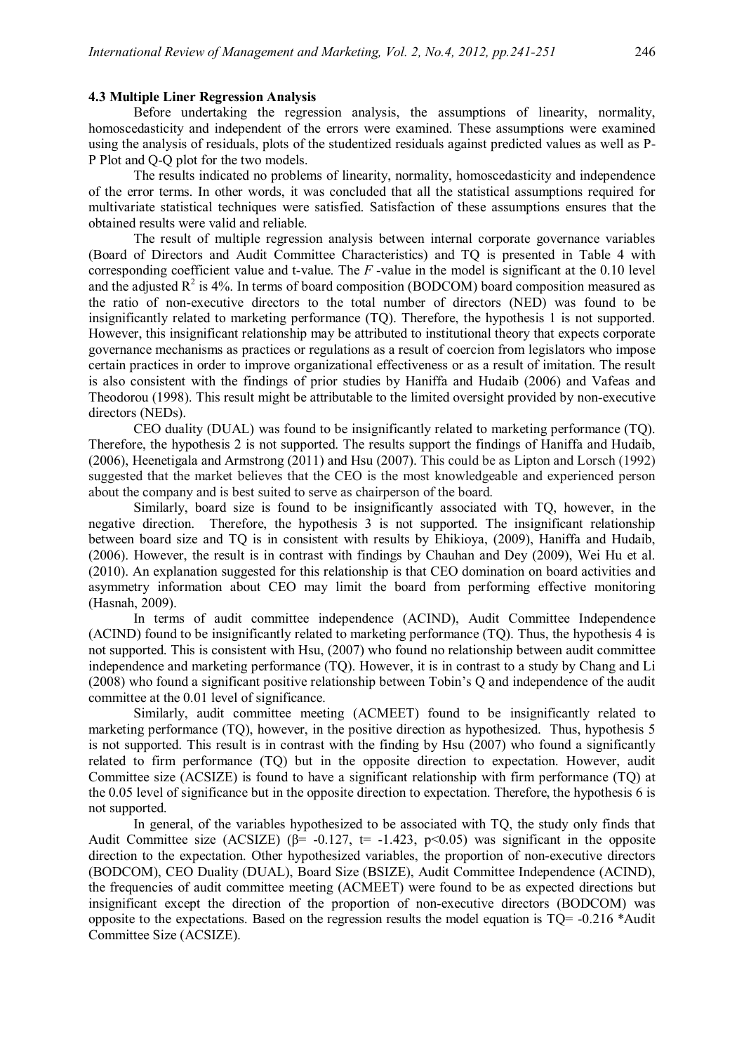### 4.3 Multiple Liner Regression Analysis

Before undertaking the regression analysis, the assumptions of linearity, normality, homoscedasticity and independent of the errors were examined. These assumptions were examined using the analysis of residuals, plots of the studentized residuals against predicted values as well as P-P Plot and Q-Q plot for the two models.

The results indicated no problems of linearity, normality, homoscedasticity and independence of the error terms. In other words, it was concluded that all the statistical assumptions required for multivariate statistical techniques were satisfied. Satisfaction of these assumptions ensures that the obtained results were valid and reliable.

The result of multiple regression analysis between internal corporate governance variables (Board of Directors and Audit Committee Characteristics) and TQ is presented in Table 4 with corresponding coefficient value and t-value. The *F* -value in the model is significant at the 0.10 level and the adjusted $R^2$ is 4%. In terms of board composition (BODCOM) board composition measured as the ratio of non-executive directors to the total number of directors (NED) was found to be insignificantly related to marketing performance (TQ). Therefore, the hypothesis 1 is not supported. However, this insignificant relationship may be attributed to institutional theory that expects corporate governance mechanisms as practices or regulations as a result of coercion from legislators who impose certain practices in order to improve organizational effectiveness or as a result of imitation. The result is also consistent with the findings of prior studies by Haniffa and Hudaib (2006) and Vafeas and Theodorou (1998). This result might be attributable to the limited oversight provided by non-executive directors (NEDs).

CEO duality (DUAL) was found to be insignificantly related to marketing performance (TQ). Therefore, the hypothesis 2 is not supported. The results support the findings of Haniffa and Hudaib, (2006), Heenetigala and Armstrong (2011) and Hsu (2007). This could be as Lipton and Lorsch (1992) suggested that the market believes that the CEO is the most knowledgeable and experienced person about the company and is best suited to serve as chairperson of the board.

Similarly, board size is found to be insignificantly associated with TQ, however, in the negative direction. Therefore, the hypothesis 3 is not supported. The insignificant relationship between board size and TQ is in consistent with results by Ehikioya, (2009), Haniffa and Hudaib, (2006). However, the result is in contrast with findings by Chauhan and Dey (2009), Wei Hu et al. (2010). An explanation suggested for this relationship is that CEO domination on board activities and asymmetry information about CEO may limit the board from performing effective monitoring (Hasnah, 2009).

In terms of audit committee independence (ACIND), Audit Committee Independence (ACIND) found to be insignificantly related to marketing performance (TQ). Thus, the hypothesis 4 is not supported. This is consistent with Hsu, (2007) who found no relationship between audit committee independence and marketing performance (TQ). However, it is in contrast to a study by Chang and Li (2008) who found a significant positive relationship between Tobin's Q and independence of the audit committee at the 0.01 level of significance.

Similarly, audit committee meeting (ACMEET) found to be insignificantly related to marketing performance (TQ), however, in the positive direction as hypothesized. Thus, hypothesis 5 is not supported. This result is in contrast with the finding by Hsu (2007) who found a significantly related to firm performance (TQ) but in the opposite direction to expectation. However, audit Committee size (ACSIZE) is found to have a significant relationship with firm performance (TQ) at the 0.05 level of significance but in the opposite direction to expectation. Therefore, the hypothesis 6 is not supported.

In general, of the variables hypothesized to be associated with TQ, the study only finds that Audit Committee size (ACSIZE) ($\beta$= -0.127, t= -1.423, $p<0.05$) was significant in the opposite direction to the expectation. Other hypothesized variables, the proportion of non-executive directors (BODCOM), CEO Duality (DUAL), Board Size (BSIZE), Audit Committee Independence (ACIND), the frequencies of audit committee meeting (ACMEET) were found to be as expected directions but insignificant except the direction of the proportion of non-executive directors (BODCOM) was opposite to the expectations. Based on the regression results the model equation is TQ= -0.216 *Audit Committee Size (ACSIZE).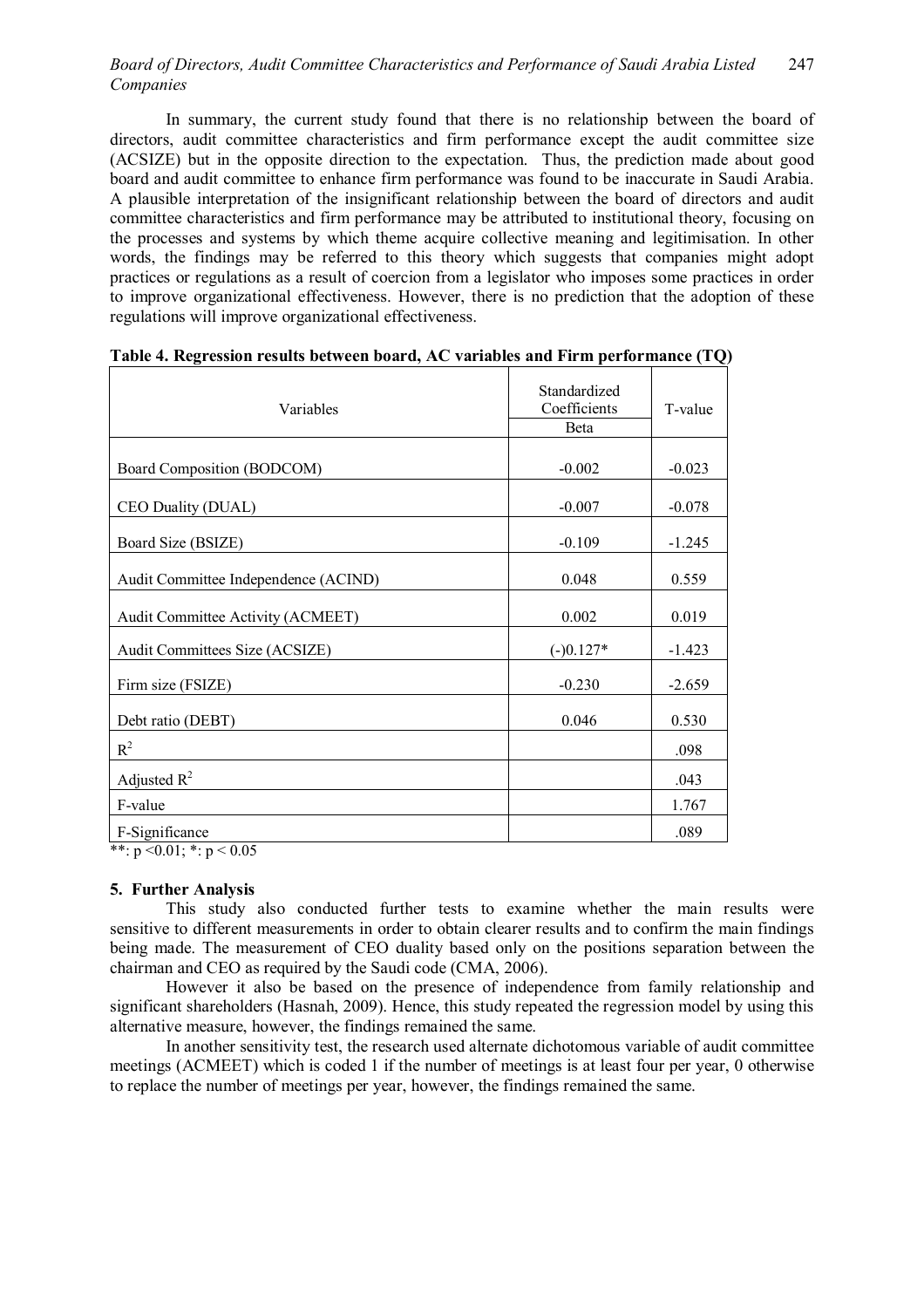In summary, the current study found that there is no relationship between the board of directors, audit committee characteristics and firm performance except the audit committee size (ACSIZE) but in the opposite direction to the expectation. Thus, the prediction made about good board and audit committee to enhance firm performance was found to be inaccurate in Saudi Arabia. A plausible interpretation of the insignificant relationship between the board of directors and audit committee characteristics and firm performance may be attributed to institutional theory, focusing on the processes and systems by which theme acquire collective meaning and legitimisation. In other words, the findings may be referred to this theory which suggests that companies might adopt practices or regulations as a result of coercion from a legislator who imposes some practices in order to improve organizational effectiveness. However, there is no prediction that the adoption of these regulations will improve organizational effectiveness.

**Table 4. Regression results between board, AC variables and Firm performance (TQ)**

| Variables | Standardized Coefficients Beta | T-value |
|---|---|---|
| Board Composition (BODCOM) | -0.002 | -0.023 |
| CEO Duality (DUAL) | -0.007 | -0.078 |
| Board Size (BSIZE) | -0.109 | -1.245 |
| Audit Committee Independence (ACIND) | 0.048 | 0.559 |
| Audit Committee Activity (ACMEET) | 0.002 | 0.019 |
| Audit Committees Size (ACSIZE) | (-)0.127* | -1.423 |
| Firm size (FSIZE) | -0.230 | -2.659 |
| Debt ratio (DEBT) | 0.046 | 0.530 |
| $R^2$ | | .098 |
| Adjusted $R^2$ | | .043 |
| F-value | | 1.767 |
| F-Significance | | .089 |

**: $p < 0.01$; *: $p < 0.05$

## 5. Further Analysis

This study also conducted further tests to examine whether the main results were sensitive to different measurements in order to obtain clearer results and to confirm the main findings being made. The measurement of CEO duality based only on the positions separation between the chairman and CEO as required by the Saudi code (CMA, 2006).

However it also be based on the presence of independence from family relationship and significant shareholders (Hasnah, 2009). Hence, this study repeated the regression model by using this alternative measure, however, the findings remained the same.

In another sensitivity test, the research used alternate dichotomous variable of audit committee meetings (ACMEET) which is coded 1 if the number of meetings is at least four per year, 0 otherwise to replace the number of meetings per year, however, the findings remained the same.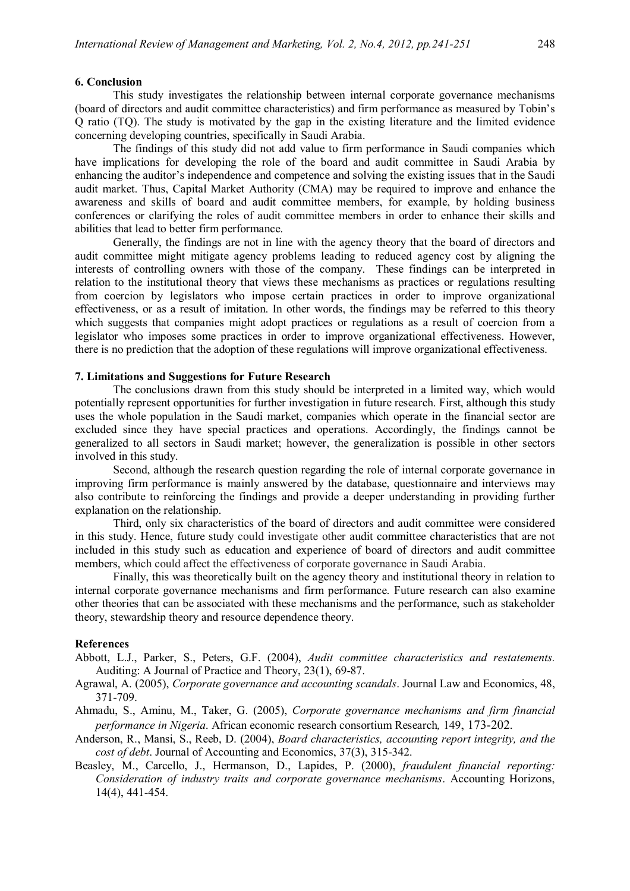## 6. Conclusion

This study investigates the relationship between internal corporate governance mechanisms (board of directors and audit committee characteristics) and firm performance as measured by Tobin's Q ratio (TQ). The study is motivated by the gap in the existing literature and the limited evidence concerning developing countries, specifically in Saudi Arabia.

The findings of this study did not add value to firm performance in Saudi companies which have implications for developing the role of the board and audit committee in Saudi Arabia by enhancing the auditor's independence and competence and solving the existing issues that in the Saudi audit market. Thus, Capital Market Authority (CMA) may be required to improve and enhance the awareness and skills of board and audit committee members, for example, by holding business conferences or clarifying the roles of audit committee members in order to enhance their skills and abilities that lead to better firm performance.

Generally, the findings are not in line with the agency theory that the board of directors and audit committee might mitigate agency problems leading to reduced agency cost by aligning the interests of controlling owners with those of the company. These findings can be interpreted in relation to the institutional theory that views these mechanisms as practices or regulations resulting from coercion by legislators who impose certain practices in order to improve organizational effectiveness, or as a result of imitation. In other words, the findings may be referred to this theory which suggests that companies might adopt practices or regulations as a result of coercion from a legislator who imposes some practices in order to improve organizational effectiveness. However, there is no prediction that the adoption of these regulations will improve organizational effectiveness.

## 7. Limitations and Suggestions for Future Research

The conclusions drawn from this study should be interpreted in a limited way, which would potentially represent opportunities for further investigation in future research. First, although this study uses the whole population in the Saudi market, companies which operate in the financial sector are excluded since they have special practices and operations. Accordingly, the findings cannot be generalized to all sectors in Saudi market; however, the generalization is possible in other sectors involved in this study.

Second, although the research question regarding the role of internal corporate governance in improving firm performance is mainly answered by the database, questionnaire and interviews may also contribute to reinforcing the findings and provide a deeper understanding in providing further explanation on the relationship.

Third, only six characteristics of the board of directors and audit committee were considered in this study. Hence, future study could investigate other audit committee characteristics that are not included in this study such as education and experience of board of directors and audit committee members, which could affect the effectiveness of corporate governance in Saudi Arabia.

Finally, this was theoretically built on the agency theory and institutional theory in relation to internal corporate governance mechanisms and firm performance. Future research can also examine other theories that can be associated with these mechanisms and the performance, such as stakeholder theory, stewardship theory and resource dependence theory.

## References

Abbott, L.J., Parker, S., Peters, G.F. (2004), *Audit committee characteristics and restatements.* Auditing: A Journal of Practice and Theory, 23(1), 69-87.

Agrawal, A. (2005), *Corporate governance and accounting scandals*. Journal Law and Economics, 48, 371-709.

Ahmadu, S., Aminu, M., Taker, G. (2005), *Corporate governance mechanisms and firm financial performance in Nigeria*. African economic research consortium Research*,* 149, 173-202.

Anderson, R., Mansi, S., Reeb, D. (2004), *Board characteristics, accounting report integrity, and the cost of debt*. Journal of Accounting and Economics, 37(3), 315-342.

Beasley, M., Carcello, J., Hermanson, D., Lapides, P. (2000), *fraudulent financial reporting: Consideration of industry traits and corporate governance mechanisms*. Accounting Horizons, 14(4), 441-454.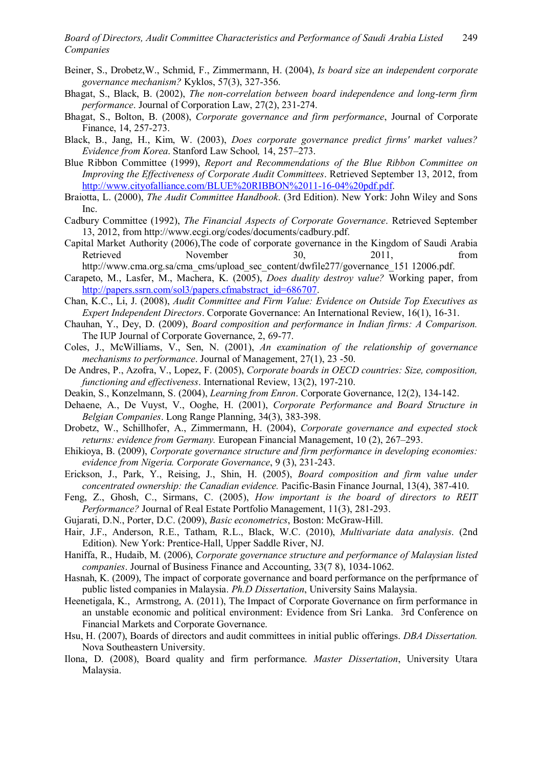Beiner, S., Drobetz,W., Schmid, F., Zimmermann, H. (2004), *Is board size an independent corporate governance mechanism?* Kyklos, 57(3), 327-356.

Bhagat, S., Black, B. (2002), *The non-correlation between board independence and long-term firm performance*. Journal of Corporation Law, 27(2), 231-274.

Bhagat, S., Bolton, B. (2008), *Corporate governance and firm performance*, Journal of Corporate Finance, 14, 257-273.

Black, B., Jang, H., Kim, W. (2003), *Does corporate governance predict firms' market values? Evidence from Korea*. Stanford Law School*,* 14, 257–273.

Blue Ribbon Committee (1999), *Report and Recommendations of the Blue Ribbon Committee on Improving the Effectiveness of Corporate Audit Committees*. Retrieved September 13, 2012, from http://www.cityofalliance.com/BLUE%20RIBBON%2011-16-04%20pdf.pdf.

Braiotta, L. (2000), *The Audit Committee Handbook*. (3rd Edition). New York: John Wiley and Sons Inc.

Cadbury Committee (1992), *The Financial Aspects of Corporate Governance*. Retrieved September 13, 2012, from http://www.ecgi.org/codes/documents/cadbury.pdf.

Capital Market Authority (2006),The code of corporate governance in the Kingdom of Saudi Arabia Retrieved November 30, 2011, from http://www.cma.org.sa/cma_cms/upload_sec_content/dwfile277/governance_151 12006.pdf.

Carapeto, M., Lasfer, M., Machera, K. (2005), *Does duality destroy value?* Working paper, from http://papers.ssrn.com/sol3/papers.cfmabstract_id=686707.

Chan, K.C., Li, J. (2008), *Audit Committee and Firm Value: Evidence on Outside Top Executives as Expert Independent Directors*. Corporate Governance: An International Review, 16(1), 16-31.

Chauhan, Y., Dey, D. (2009), *Board composition and performance in Indian firms: A Comparison.* The IUP Journal of Corporate Governance, 2, 69-77.

Coles, J., McWilliams, V., Sen, N. (2001), *An examination of the relationship of governance mechanisms to performance*. Journal of Management, 27(1), 23 -50.

De Andres, P., Azofra, V., Lopez, F. (2005), *Corporate boards in OECD countries: Size, composition, functioning and effectiveness*. International Review, 13(2), 197-210.

Deakin, S., Konzelmann, S. (2004), *Learning from Enron*. Corporate Governance, 12(2), 134-142.

Dehaene, A., De Vuyst, V., Ooghe, H. (2001), *Corporate Performance and Board Structure in Belgian Companies*. Long Range Planning, 34(3), 383-398.

Drobetz, W., Schillhofer, A., Zimmermann, H. (2004), *Corporate governance and expected stock returns: evidence from Germany.* European Financial Management, 10 (2), 267–293.

Ehikioya, B. (2009), *Corporate governance structure and firm performance in developing economies: evidence from Nigeria. Corporate Governance*, 9 (3), 231-243.

Erickson, J., Park, Y., Reising, J., Shin, H. (2005), *Board composition and firm value under concentrated ownership: the Canadian evidence.* Pacific-Basin Finance Journal, 13(4), 387-410.

Feng, Z., Ghosh, C., Sirmans, C. (2005), *How important is the board of directors to REIT Performance?* Journal of Real Estate Portfolio Management, 11(3), 281-293.

Gujarati, D.N., Porter, D.C. (2009), *Basic econometrics*, Boston: McGraw-Hill.

Hair, J.F., Anderson, R.E., Tatham, R.L., Black, W.C. (2010), *Multivariate data analysis*. (2nd Edition). New York: Prentice-Hall, Upper Saddle River, NJ.

Haniffa, R., Hudaib, M. (2006), *Corporate governance structure and performance of Malaysian listed companies*. Journal of Business Finance and Accounting, 33(7 8), 1034-1062.

Hasnah, K. (2009), The impact of corporate governance and board performance on the perfprmance of public listed companies in Malaysia. *Ph.D Dissertation*, University Sains Malaysia.

Heenetigala, K., Armstrong, A. (2011), The Impact of Corporate Governance on firm performance in an unstable economic and political environment: Evidence from Sri Lanka. 3rd Conference on Financial Markets and Corporate Governance.

Hsu, H. (2007), Boards of directors and audit committees in initial public offerings. *DBA Dissertation.* Nova Southeastern University.

Ilona, D. (2008), Board quality and firm performance. *Master Dissertation*, University Utara Malaysia.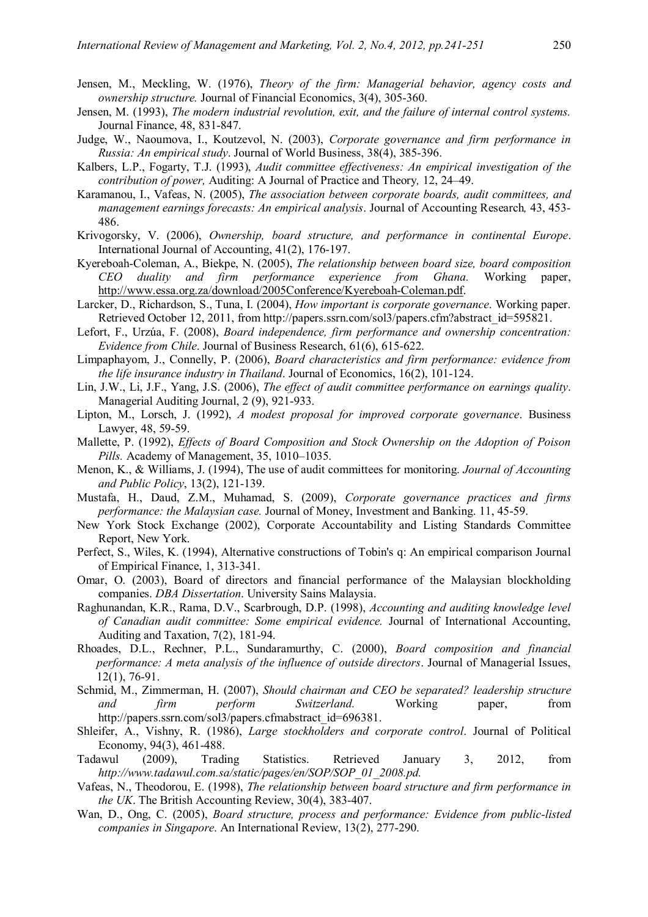Jensen, M., Meckling, W. (1976), *Theory of the firm: Managerial behavior, agency costs and ownership structure.* Journal of Financial Economics, 3(4), 305-360.

Jensen, M. (1993), *The modern industrial revolution, exit, and the failure of internal control systems.* Journal Finance, 48, 831-847.

Judge, W., Naoumova, I., Koutzevol, N. (2003), *Corporate governance and firm performance in Russia: An empirical study*. Journal of World Business, 38(4), 385-396.

Kalbers, L.P., Fogarty, T.J. (1993), *Audit committee effectiveness: An empirical investigation of the contribution of power,* Auditing: A Journal of Practice and Theory*,* 12, 24–49.

Karamanou, I., Vafeas, N. (2005), *The association between corporate boards, audit committees, and management earnings forecasts: An empirical analysis*. Journal of Accounting Research*,* 43, 453-486.

Krivogorsky, V. (2006), *Ownership, board structure, and performance in continental Europe*. International Journal of Accounting, 41(2), 176-197.

Kyereboah-Coleman, A., Biekpe, N. (2005), *The relationship between board size, board composition CEO duality and firm performance experience from Ghana.* Working paper, http://www.essa.org.za/download/2005Conference/Kyereboah-Coleman.pdf.

Larcker, D., Richardson, S., Tuna, I. (2004), *How important is corporate governance*. Working paper. Retrieved October 12, 2011, from http://papers.ssrn.com/sol3/papers.cfm?abstract_id=595821.

Lefort, F., Urzúa, F. (2008), *Board independence, firm performance and ownership concentration: Evidence from Chile*. Journal of Business Research, 61(6), 615-622.

Limpaphayom, J., Connelly, P. (2006), *Board characteristics and firm performance: evidence from the life insurance industry in Thailand*. Journal of Economics, 16(2), 101-124.

Lin, J.W., Li, J.F., Yang, J.S. (2006), *The effect of audit committee performance on earnings quality*. Managerial Auditing Journal, 2 (9), 921-933.

Lipton, M., Lorsch, J. (1992), *A modest proposal for improved corporate governance*. Business Lawyer, 48, 59-59.

Mallette, P. (1992), *Effects of Board Composition and Stock Ownership on the Adoption of Poison Pills.* Academy of Management, 35, 1010–1035.

Menon, K., & Williams, J. (1994), The use of audit committees for monitoring. *Journal of Accounting and Public Policy*, 13(2), 121-139.

Mustafa, H., Daud, Z.M., Muhamad, S. (2009), *Corporate governance practices and firms performance: the Malaysian case.* Journal of Money, Investment and Banking. 11, 45-59.

New York Stock Exchange (2002), Corporate Accountability and Listing Standards Committee Report, New York.

Perfect, S., Wiles, K. (1994), Alternative constructions of Tobin's q: An empirical comparison Journal of Empirical Finance, 1, 313-341.

Omar, O. (2003), Board of directors and financial performance of the Malaysian blockholding companies. *DBA Dissertation*. University Sains Malaysia.

Raghunandan, K.R., Rama, D.V., Scarbrough, D.P. (1998), *Accounting and auditing knowledge level of Canadian audit committee: Some empirical evidence.* Journal of International Accounting, Auditing and Taxation, 7(2), 181-94.

Rhoades, D.L., Rechner, P.L., Sundaramurthy, C. (2000), *Board composition and financial performance: A meta analysis of the influence of outside directors*. Journal of Managerial Issues, 12(1), 76-91.

Schmid, M., Zimmerman, H. (2007), *Should chairman and CEO be separated? leadership structure and firm perform Switzerland.* Working paper, from http://papers.ssrn.com/sol3/papers.cfmabstract_id=696381.

Shleifer, A., Vishny, R. (1986), *Large stockholders and corporate control*. Journal of Political Economy, 94(3), 461-488.

Tadawul (2009), Trading Statistics. Retrieved January 3, 2012, from *http://www.tadawul.com.sa/static/pages/en/SOP/SOP_01_2008.pd.*

Vafeas, N., Theodorou, E. (1998), *The relationship between board structure and firm performance in the UK*. The British Accounting Review, 30(4), 383-407.

Wan, D., Ong, C. (2005), *Board structure, process and performance: Evidence from public-listed companies in Singapore*. An International Review, 13(2), 277-290.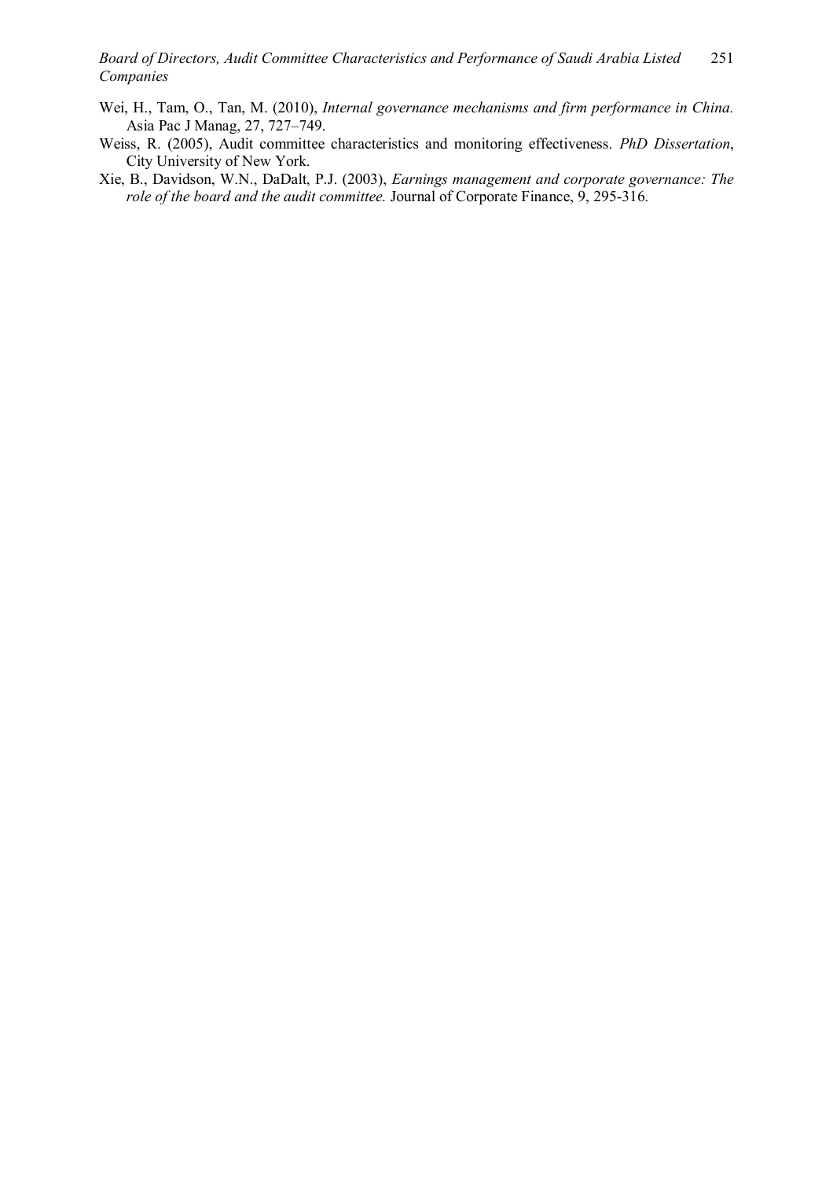Wei, H., Tam, O., Tan, M. (2010), *Internal governance mechanisms and firm performance in China.* Asia Pac J Manag, 27, 727–749.

Weiss, R. (2005), Audit committee characteristics and monitoring effectiveness. *PhD Dissertation*, City University of New York.

Xie, B., Davidson, W.N., DaDalt, P.J. (2003), *Earnings management and corporate governance: The role of the board and the audit committee.* Journal of Corporate Finance, 9, 295-316.